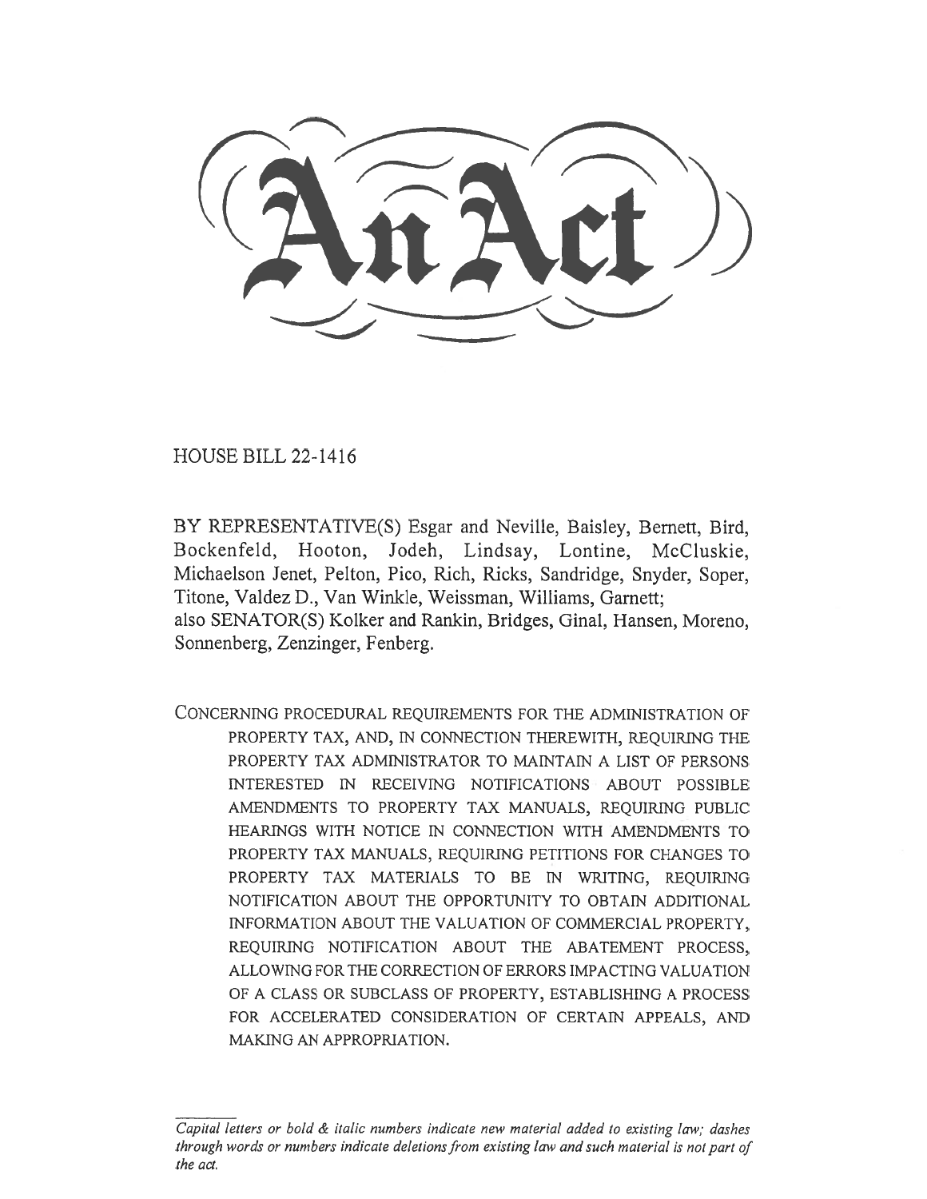# An Act

HOUSE BILL 22-1416

BY REPRESENTATIVE(S) Esgar and Neville, Baisley, Bernett, Bird, Bockenfeld, Hooton, Jodeh, Lindsay, Lontine, McCluskie, Michaelson Jenet, Pelton, Pico, Rich, Ricks, Sandridge, Snyder, Soper, Titone, Valdez D., Van Winkle, Weissman, Williams, Garnett;
also SENATOR(S) Kolker and Rankin, Bridges, Ginal, Hansen, Moreno, Sonnenberg, Zenzinger, Fenberg.

CONCERNING PROCEDURAL REQUIREMENTS FOR THE ADMINISTRATION OF PROPERTY TAX, AND, IN CONNECTION THEREWITH, REQUIRING THE PROPERTY TAX ADMINISTRATOR TO MAINTAIN A LIST OF PERSONS INTERESTED IN RECEIVING NOTIFICATIONS ABOUT POSSIBLE AMENDMENTS TO PROPERTY TAX MANUALS, REQUIRING PUBLIC HEARINGS WITH NOTICE IN CONNECTION WITH AMENDMENTS TO PROPERTY TAX MANUALS, REQUIRING PETITIONS FOR CHANGES TO PROPERTY TAX MATERIALS TO BE IN WRITING, REQUIRING NOTIFICATION ABOUT THE OPPORTUNITY TO OBTAIN ADDITIONAL INFORMATION ABOUT THE VALUATION OF COMMERCIAL PROPERTY, REQUIRING NOTIFICATION ABOUT THE ABATEMENT PROCESS, ALLOWING FOR THE CORRECTION OF ERRORS IMPACTING VALUATION OF A CLASS OR SUBCLASS OF PROPERTY, ESTABLISHING A PROCESS FOR ACCELERATED CONSIDERATION OF CERTAIN APPEALS, AND MAKING AN APPROPRIATION.

*Capital letters or bold & italic numbers indicate new material added to existing law; dashes through words or numbers indicate deletions from existing law and such material is not part of the act.*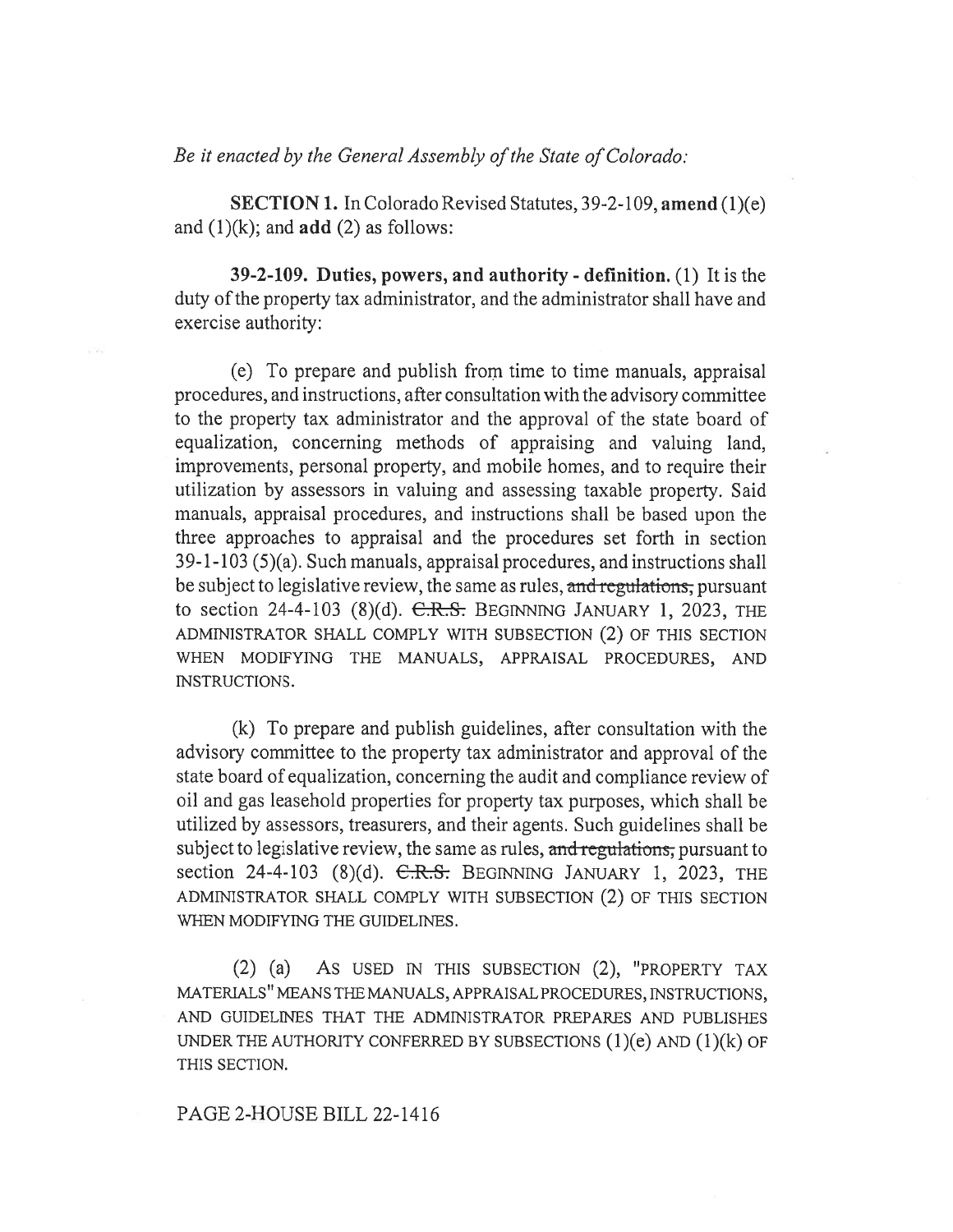*Be it enacted by the General Assembly of the State of Colorado:*

**SECTION 1.** In Colorado Revised Statutes, 39-2-109, **amend** (1)(e) and (1)(k); and **add** (2) as follows:

**39-2-109. Duties, powers, and authority - definition.** (1) It is the duty of the property tax administrator, and the administrator shall have and exercise authority:

(e) To prepare and publish from time to time manuals, appraisal procedures, and instructions, after consultation with the advisory committee to the property tax administrator and the approval of the state board of equalization, concerning methods of appraising and valuing land, improvements, personal property, and mobile homes, and to require their utilization by assessors in valuing and assessing taxable property. Said manuals, appraisal procedures, and instructions shall be based upon the three approaches to appraisal and the procedures set forth in section 39-1-103 (5)(a). Such manuals, appraisal procedures, and instructions shall be subject to legislative review, the same as rules, ~~and regulations,~~ pursuant to section 24-4-103 (8)(d). ~~C.R.S.~~ BEGINNING JANUARY 1, 2023, THE ADMINISTRATOR SHALL COMPLY WITH SUBSECTION (2) OF THIS SECTION WHEN MODIFYING THE MANUALS, APPRAISAL PROCEDURES, AND INSTRUCTIONS.

(k) To prepare and publish guidelines, after consultation with the advisory committee to the property tax administrator and approval of the state board of equalization, concerning the audit and compliance review of oil and gas leasehold properties for property tax purposes, which shall be utilized by assessors, treasurers, and their agents. Such guidelines shall be subject to legislative review, the same as rules, ~~and regulations,~~ pursuant to section 24-4-103 (8)(d). ~~C.R.S.~~ BEGINNING JANUARY 1, 2023, THE ADMINISTRATOR SHALL COMPLY WITH SUBSECTION (2) OF THIS SECTION WHEN MODIFYING THE GUIDELINES.

(2) (a) AS USED IN THIS SUBSECTION (2), "PROPERTY TAX MATERIALS" MEANS THE MANUALS, APPRAISAL PROCEDURES, INSTRUCTIONS, AND GUIDELINES THAT THE ADMINISTRATOR PREPARES AND PUBLISHES UNDER THE AUTHORITY CONFERRED BY SUBSECTIONS (1)(e) AND (1)(k) OF THIS SECTION.

PAGE 2-HOUSE BILL 22-1416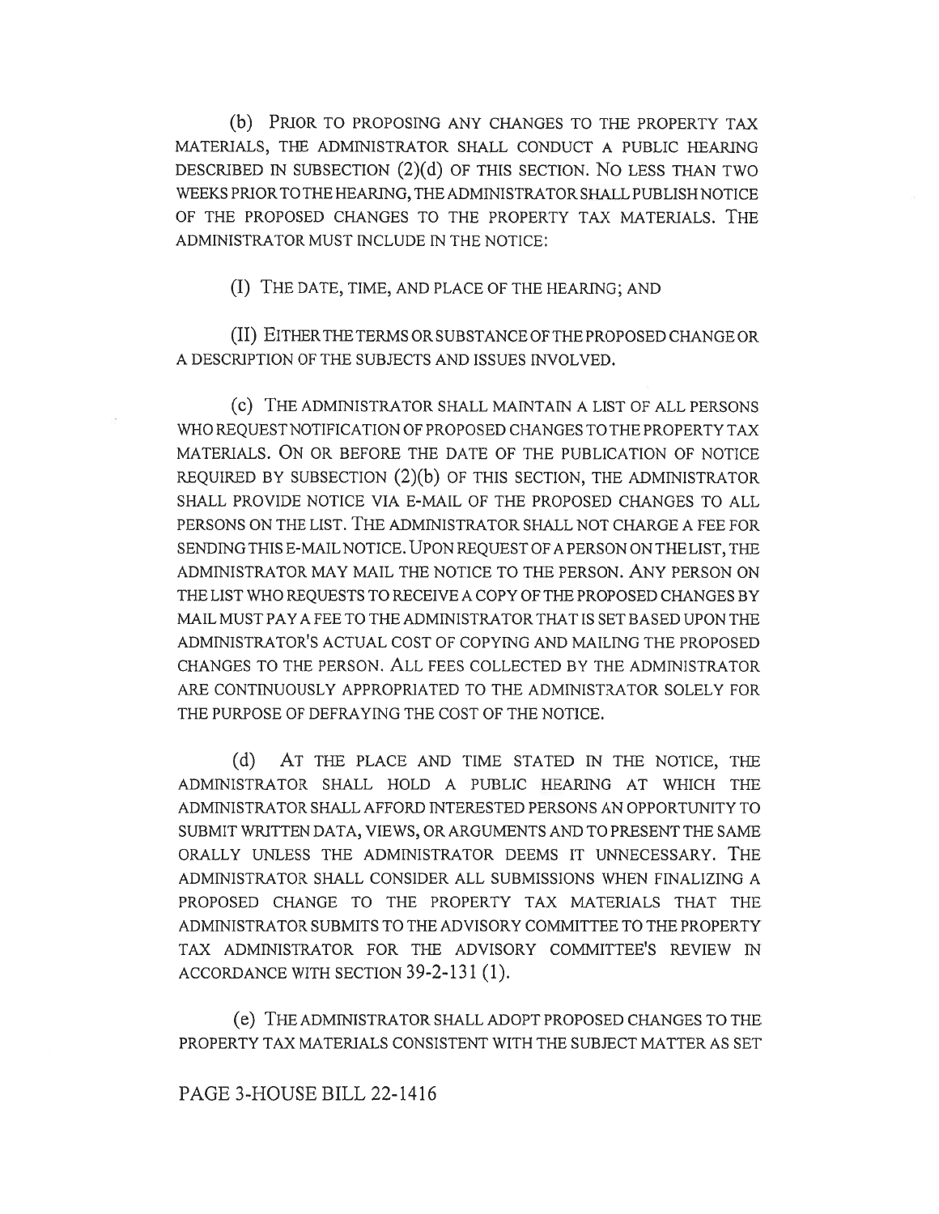(b) PRIOR TO PROPOSING ANY CHANGES TO THE PROPERTY TAX MATERIALS, THE ADMINISTRATOR SHALL CONDUCT A PUBLIC HEARING DESCRIBED IN SUBSECTION (2)(d) OF THIS SECTION. NO LESS THAN TWO WEEKS PRIOR TO THE HEARING, THE ADMINISTRATOR SHALL PUBLISH NOTICE OF THE PROPOSED CHANGES TO THE PROPERTY TAX MATERIALS. THE ADMINISTRATOR MUST INCLUDE IN THE NOTICE:

(I) THE DATE, TIME, AND PLACE OF THE HEARING; AND

(II) EITHER THE TERMS OR SUBSTANCE OF THE PROPOSED CHANGE OR A DESCRIPTION OF THE SUBJECTS AND ISSUES INVOLVED.

(c) THE ADMINISTRATOR SHALL MAINTAIN A LIST OF ALL PERSONS WHO REQUEST NOTIFICATION OF PROPOSED CHANGES TO THE PROPERTY TAX MATERIALS. ON OR BEFORE THE DATE OF THE PUBLICATION OF NOTICE REQUIRED BY SUBSECTION (2)(b) OF THIS SECTION, THE ADMINISTRATOR SHALL PROVIDE NOTICE VIA E-MAIL OF THE PROPOSED CHANGES TO ALL PERSONS ON THE LIST. THE ADMINISTRATOR SHALL NOT CHARGE A FEE FOR SENDING THIS E-MAIL NOTICE. UPON REQUEST OF A PERSON ON THE LIST, THE ADMINISTRATOR MAY MAIL THE NOTICE TO THE PERSON. ANY PERSON ON THE LIST WHO REQUESTS TO RECEIVE A COPY OF THE PROPOSED CHANGES BY MAIL MUST PAY A FEE TO THE ADMINISTRATOR THAT IS SET BASED UPON THE ADMINISTRATOR'S ACTUAL COST OF COPYING AND MAILING THE PROPOSED CHANGES TO THE PERSON. ALL FEES COLLECTED BY THE ADMINISTRATOR ARE CONTINUOUSLY APPROPRIATED TO THE ADMINISTRATOR SOLELY FOR THE PURPOSE OF DEFRAYING THE COST OF THE NOTICE.

(d) AT THE PLACE AND TIME STATED IN THE NOTICE, THE ADMINISTRATOR SHALL HOLD A PUBLIC HEARING AT WHICH THE ADMINISTRATOR SHALL AFFORD INTERESTED PERSONS AN OPPORTUNITY TO SUBMIT WRITTEN DATA, VIEWS, OR ARGUMENTS AND TO PRESENT THE SAME ORALLY UNLESS THE ADMINISTRATOR DEEMS IT UNNECESSARY. THE ADMINISTRATOR SHALL CONSIDER ALL SUBMISSIONS WHEN FINALIZING A PROPOSED CHANGE TO THE PROPERTY TAX MATERIALS THAT THE ADMINISTRATOR SUBMITS TO THE ADVISORY COMMITTEE TO THE PROPERTY TAX ADMINISTRATOR FOR THE ADVISORY COMMITTEE'S REVIEW IN ACCORDANCE WITH SECTION 39-2-131 (1).

(e) THE ADMINISTRATOR SHALL ADOPT PROPOSED CHANGES TO THE PROPERTY TAX MATERIALS CONSISTENT WITH THE SUBJECT MATTER AS SET

PAGE 3-HOUSE BILL 22-1416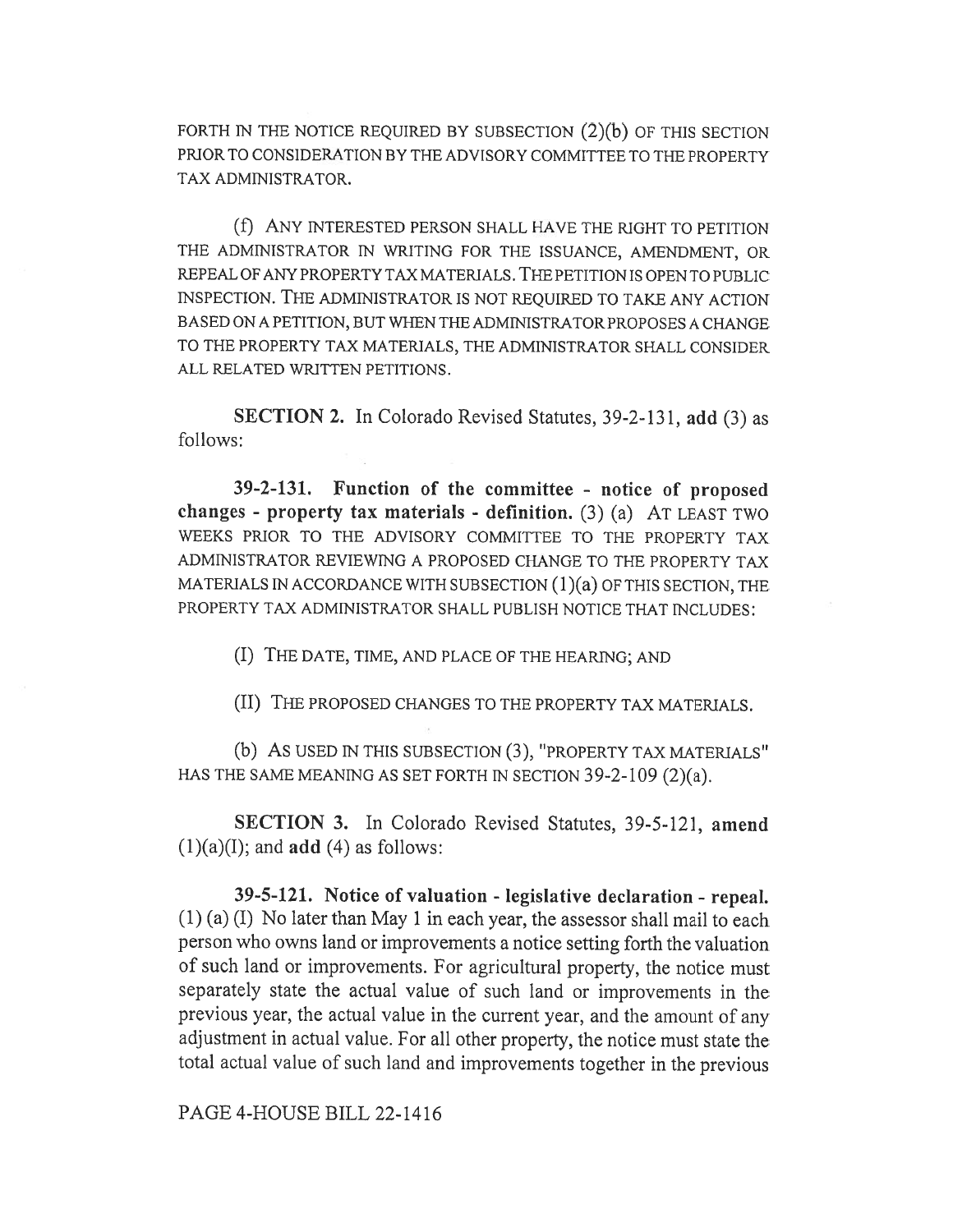FORTH IN THE NOTICE REQUIRED BY SUBSECTION (2)(b) OF THIS SECTION PRIOR TO CONSIDERATION BY THE ADVISORY COMMITTEE TO THE PROPERTY TAX ADMINISTRATOR.

(f) ANY INTERESTED PERSON SHALL HAVE THE RIGHT TO PETITION THE ADMINISTRATOR IN WRITING FOR THE ISSUANCE, AMENDMENT, OR REPEAL OF ANY PROPERTY TAX MATERIALS. THE PETITION IS OPEN TO PUBLIC INSPECTION. THE ADMINISTRATOR IS NOT REQUIRED TO TAKE ANY ACTION BASED ON A PETITION, BUT WHEN THE ADMINISTRATOR PROPOSES A CHANGE TO THE PROPERTY TAX MATERIALS, THE ADMINISTRATOR SHALL CONSIDER ALL RELATED WRITTEN PETITIONS.

**SECTION 2.** In Colorado Revised Statutes, 39-2-131, **add** (3) as follows:

**39-2-131. Function of the committee - notice of proposed changes - property tax materials - definition.** (3) (a) AT LEAST TWO WEEKS PRIOR TO THE ADVISORY COMMITTEE TO THE PROPERTY TAX ADMINISTRATOR REVIEWING A PROPOSED CHANGE TO THE PROPERTY TAX MATERIALS IN ACCORDANCE WITH SUBSECTION (1)(a) OF THIS SECTION, THE PROPERTY TAX ADMINISTRATOR SHALL PUBLISH NOTICE THAT INCLUDES:

(I) THE DATE, TIME, AND PLACE OF THE HEARING; AND

(II) THE PROPOSED CHANGES TO THE PROPERTY TAX MATERIALS.

(b) AS USED IN THIS SUBSECTION (3), "PROPERTY TAX MATERIALS" HAS THE SAME MEANING AS SET FORTH IN SECTION 39-2-109 (2)(a).

**SECTION 3.** In Colorado Revised Statutes, 39-5-121, **amend** (1)(a)(I); and **add** (4) as follows:

**39-5-121. Notice of valuation - legislative declaration - repeal.** (1) (a) (I) No later than May 1 in each year, the assessor shall mail to each person who owns land or improvements a notice setting forth the valuation of such land or improvements. For agricultural property, the notice must separately state the actual value of such land or improvements in the previous year, the actual value in the current year, and the amount of any adjustment in actual value. For all other property, the notice must state the total actual value of such land and improvements together in the previous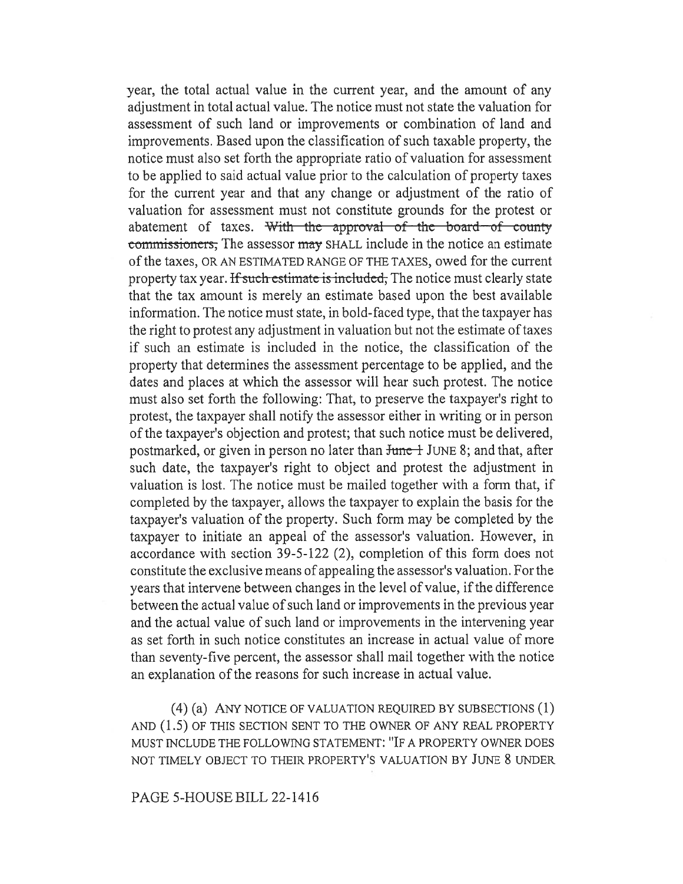year, the total actual value in the current year, and the amount of any adjustment in total actual value. The notice must not state the valuation for assessment of such land or improvements or combination of land and improvements. Based upon the classification of such taxable property, the notice must also set forth the appropriate ratio of valuation for assessment to be applied to said actual value prior to the calculation of property taxes for the current year and that any change or adjustment of the ratio of valuation for assessment must not constitute grounds for the protest or abatement of taxes. ~~With the approval of the board of county commissioners,~~ The assessor ~~may~~ SHALL include in the notice an estimate of the taxes, OR AN ESTIMATED RANGE OF THE TAXES, owed for the current property tax year. ~~If such estimate is included,~~ The notice must clearly state that the tax amount is merely an estimate based upon the best available information. The notice must state, in bold-faced type, that the taxpayer has the right to protest any adjustment in valuation but not the estimate of taxes if such an estimate is included in the notice, the classification of the property that determines the assessment percentage to be applied, and the dates and places at which the assessor will hear such protest. The notice must also set forth the following: That, to preserve the taxpayer's right to protest, the taxpayer shall notify the assessor either in writing or in person of the taxpayer's objection and protest; that such notice must be delivered, postmarked, or given in person no later than ~~June 1~~ JUNE 8; and that, after such date, the taxpayer's right to object and protest the adjustment in valuation is lost. The notice must be mailed together with a form that, if completed by the taxpayer, allows the taxpayer to explain the basis for the taxpayer's valuation of the property. Such form may be completed by the taxpayer to initiate an appeal of the assessor's valuation. However, in accordance with section 39-5-122 (2), completion of this form does not constitute the exclusive means of appealing the assessor's valuation. For the years that intervene between changes in the level of value, if the difference between the actual value of such land or improvements in the previous year and the actual value of such land or improvements in the intervening year as set forth in such notice constitutes an increase in actual value of more than seventy-five percent, the assessor shall mail together with the notice an explanation of the reasons for such increase in actual value.

(4) (a) ANY NOTICE OF VALUATION REQUIRED BY SUBSECTIONS (1) AND (1.5) OF THIS SECTION SENT TO THE OWNER OF ANY REAL PROPERTY MUST INCLUDE THE FOLLOWING STATEMENT: "IF A PROPERTY OWNER DOES NOT TIMELY OBJECT TO THEIR PROPERTY'S VALUATION BY JUNE 8 UNDER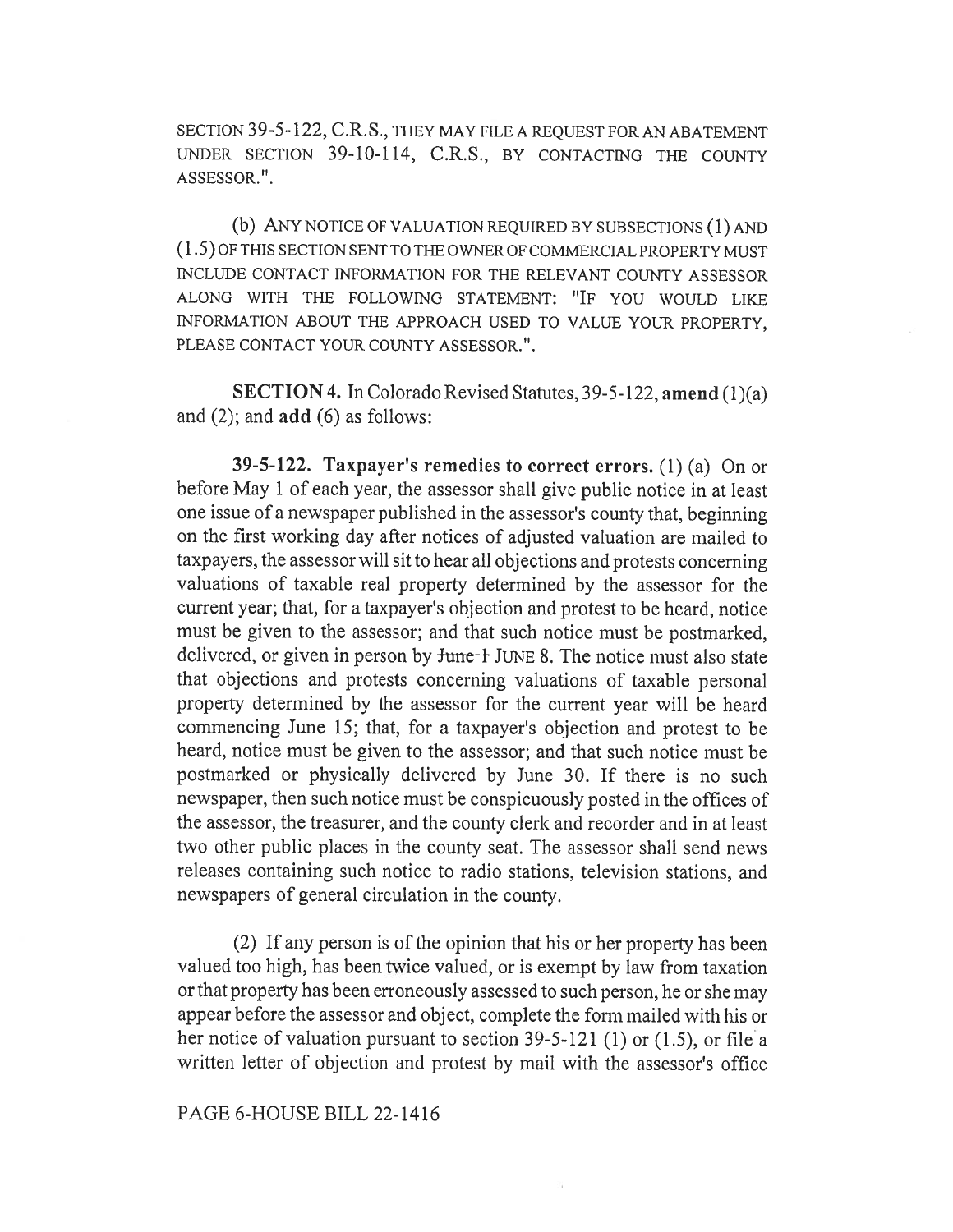SECTION 39-5-122, C.R.S., THEY MAY FILE A REQUEST FOR AN ABATEMENT UNDER SECTION 39-10-114, C.R.S., BY CONTACTING THE COUNTY ASSESSOR.".

(b) ANY NOTICE OF VALUATION REQUIRED BY SUBSECTIONS (1) AND (1.5) OF THIS SECTION SENT TO THE OWNER OF COMMERCIAL PROPERTY MUST INCLUDE CONTACT INFORMATION FOR THE RELEVANT COUNTY ASSESSOR ALONG WITH THE FOLLOWING STATEMENT: "IF YOU WOULD LIKE INFORMATION ABOUT THE APPROACH USED TO VALUE YOUR PROPERTY, PLEASE CONTACT YOUR COUNTY ASSESSOR.".

**SECTION 4.** In Colorado Revised Statutes, 39-5-122, **amend** (1)(a) and (2); and **add** (6) as follows:

**39-5-122. Taxpayer's remedies to correct errors.** (1) (a) On or before May 1 of each year, the assessor shall give public notice in at least one issue of a newspaper published in the assessor's county that, beginning on the first working day after notices of adjusted valuation are mailed to taxpayers, the assessor will sit to hear all objections and protests concerning valuations of taxable real property determined by the assessor for the current year; that, for a taxpayer's objection and protest to be heard, notice must be given to the assessor; and that such notice must be postmarked, delivered, or given in person by ~~June 1~~ JUNE 8. The notice must also state that objections and protests concerning valuations of taxable personal property determined by the assessor for the current year will be heard commencing June 15; that, for a taxpayer's objection and protest to be heard, notice must be given to the assessor; and that such notice must be postmarked or physically delivered by June 30. If there is no such newspaper, then such notice must be conspicuously posted in the offices of the assessor, the treasurer, and the county clerk and recorder and in at least two other public places in the county seat. The assessor shall send news releases containing such notice to radio stations, television stations, and newspapers of general circulation in the county.

(2) If any person is of the opinion that his or her property has been valued too high, has been twice valued, or is exempt by law from taxation or that property has been erroneously assessed to such person, he or she may appear before the assessor and object, complete the form mailed with his or her notice of valuation pursuant to section 39-5-121 (1) or (1.5), or file a written letter of objection and protest by mail with the assessor's office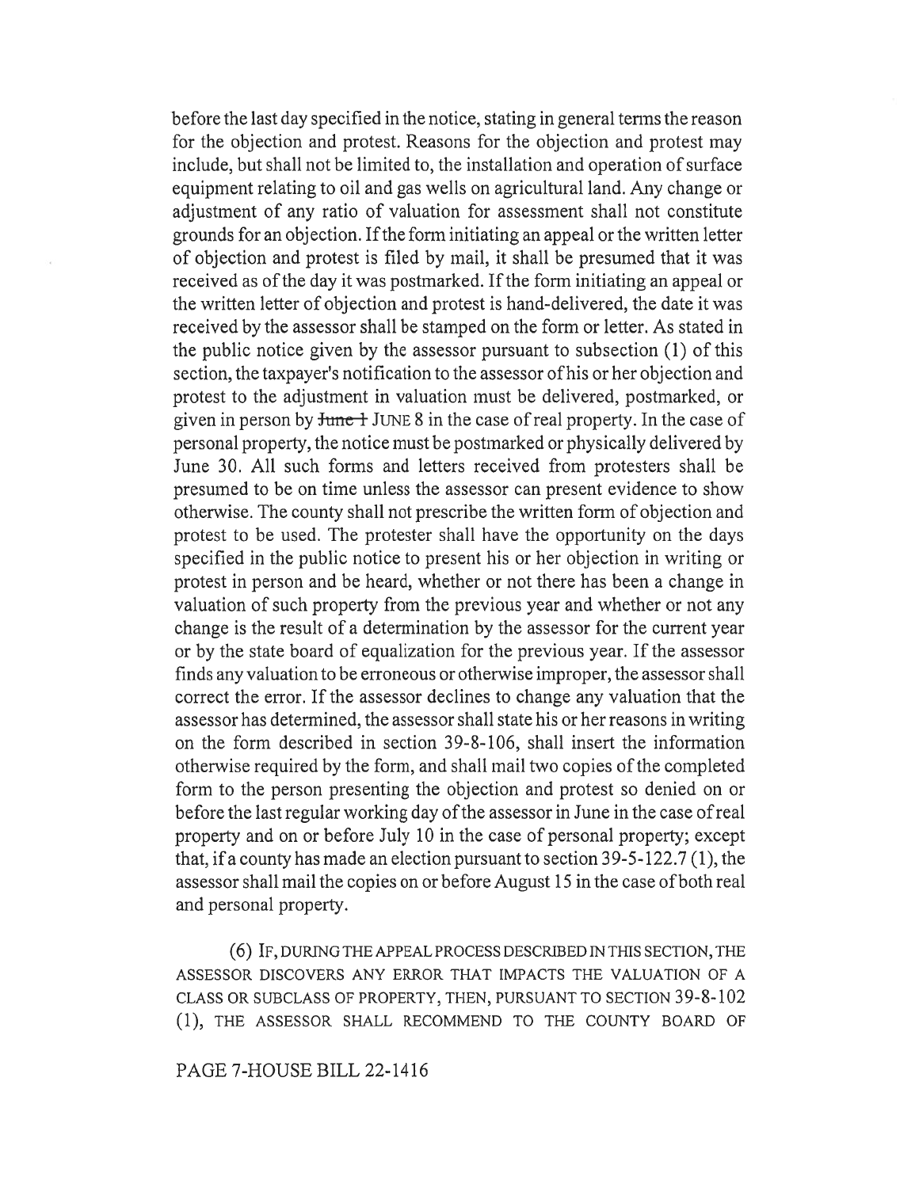before the last day specified in the notice, stating in general terms the reason for the objection and protest. Reasons for the objection and protest may include, but shall not be limited to, the installation and operation of surface equipment relating to oil and gas wells on agricultural land. Any change or adjustment of any ratio of valuation for assessment shall not constitute grounds for an objection. If the form initiating an appeal or the written letter of objection and protest is filed by mail, it shall be presumed that it was received as of the day it was postmarked. If the form initiating an appeal or the written letter of objection and protest is hand-delivered, the date it was received by the assessor shall be stamped on the form or letter. As stated in the public notice given by the assessor pursuant to subsection (1) of this section, the taxpayer's notification to the assessor of his or her objection and protest to the adjustment in valuation must be delivered, postmarked, or given in person by ~~June 1~~ JUNE 8 in the case of real property. In the case of personal property, the notice must be postmarked or physically delivered by June 30. All such forms and letters received from protesters shall be presumed to be on time unless the assessor can present evidence to show otherwise. The county shall not prescribe the written form of objection and protest to be used. The protester shall have the opportunity on the days specified in the public notice to present his or her objection in writing or protest in person and be heard, whether or not there has been a change in valuation of such property from the previous year and whether or not any change is the result of a determination by the assessor for the current year or by the state board of equalization for the previous year. If the assessor finds any valuation to be erroneous or otherwise improper, the assessor shall correct the error. If the assessor declines to change any valuation that the assessor has determined, the assessor shall state his or her reasons in writing on the form described in section 39-8-106, shall insert the information otherwise required by the form, and shall mail two copies of the completed form to the person presenting the objection and protest so denied on or before the last regular working day of the assessor in June in the case of real property and on or before July 10 in the case of personal property; except that, if a county has made an election pursuant to section 39-5-122.7 (1), the assessor shall mail the copies on or before August 15 in the case of both real and personal property.

(6) IF, DURING THE APPEAL PROCESS DESCRIBED IN THIS SECTION, THE ASSESSOR DISCOVERS ANY ERROR THAT IMPACTS THE VALUATION OF A CLASS OR SUBCLASS OF PROPERTY, THEN, PURSUANT TO SECTION 39-8-102 (1), THE ASSESSOR SHALL RECOMMEND TO THE COUNTY BOARD OF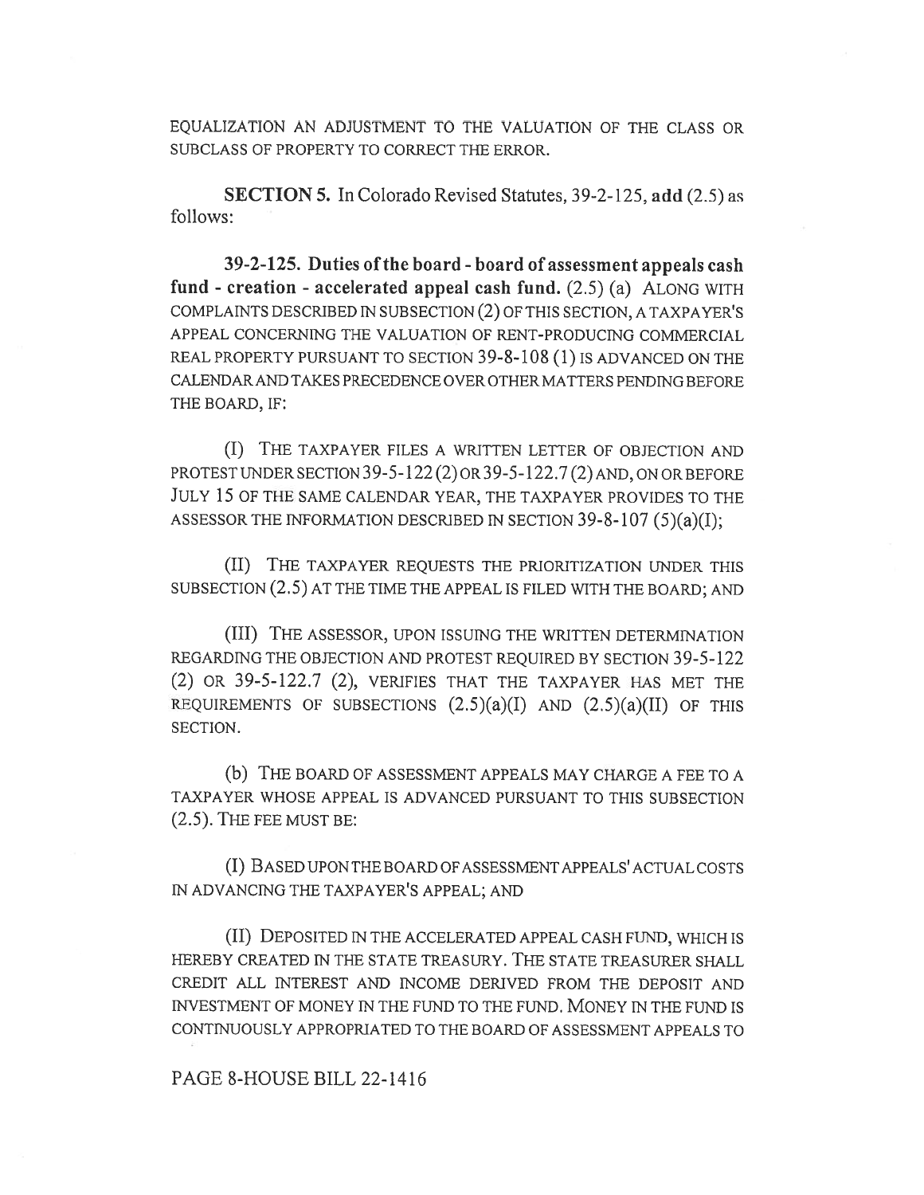EQUALIZATION AN ADJUSTMENT TO THE VALUATION OF THE CLASS OR SUBCLASS OF PROPERTY TO CORRECT THE ERROR.

**SECTION 5.** In Colorado Revised Statutes, 39-2-125, **add** (2.5) as follows:

**39-2-125. Duties of the board - board of assessment appeals cash fund - creation - accelerated appeal cash fund.** (2.5) (a) ALONG WITH COMPLAINTS DESCRIBED IN SUBSECTION (2) OF THIS SECTION, A TAXPAYER'S APPEAL CONCERNING THE VALUATION OF RENT-PRODUCING COMMERCIAL REAL PROPERTY PURSUANT TO SECTION 39-8-108 (1) IS ADVANCED ON THE CALENDAR AND TAKES PRECEDENCE OVER OTHER MATTERS PENDING BEFORE THE BOARD, IF:

(I) THE TAXPAYER FILES A WRITTEN LETTER OF OBJECTION AND PROTEST UNDER SECTION 39-5-122 (2) OR 39-5-122.7 (2) AND, ON OR BEFORE JULY 15 OF THE SAME CALENDAR YEAR, THE TAXPAYER PROVIDES TO THE ASSESSOR THE INFORMATION DESCRIBED IN SECTION 39-8-107 (5)(a)(I);

(II) THE TAXPAYER REQUESTS THE PRIORITIZATION UNDER THIS SUBSECTION (2.5) AT THE TIME THE APPEAL IS FILED WITH THE BOARD; AND

(III) THE ASSESSOR, UPON ISSUING THE WRITTEN DETERMINATION REGARDING THE OBJECTION AND PROTEST REQUIRED BY SECTION 39-5-122 (2) OR 39-5-122.7 (2), VERIFIES THAT THE TAXPAYER HAS MET THE REQUIREMENTS OF SUBSECTIONS (2.5)(a)(I) AND (2.5)(a)(II) OF THIS SECTION.

(b) THE BOARD OF ASSESSMENT APPEALS MAY CHARGE A FEE TO A TAXPAYER WHOSE APPEAL IS ADVANCED PURSUANT TO THIS SUBSECTION (2.5). THE FEE MUST BE:

(I) BASED UPON THE BOARD OF ASSESSMENT APPEALS' ACTUAL COSTS IN ADVANCING THE TAXPAYER'S APPEAL; AND

(II) DEPOSITED IN THE ACCELERATED APPEAL CASH FUND, WHICH IS HEREBY CREATED IN THE STATE TREASURY. THE STATE TREASURER SHALL CREDIT ALL INTEREST AND INCOME DERIVED FROM THE DEPOSIT AND INVESTMENT OF MONEY IN THE FUND TO THE FUND. MONEY IN THE FUND IS CONTINUOUSLY APPROPRIATED TO THE BOARD OF ASSESSMENT APPEALS TO

PAGE 8-HOUSE BILL 22-1416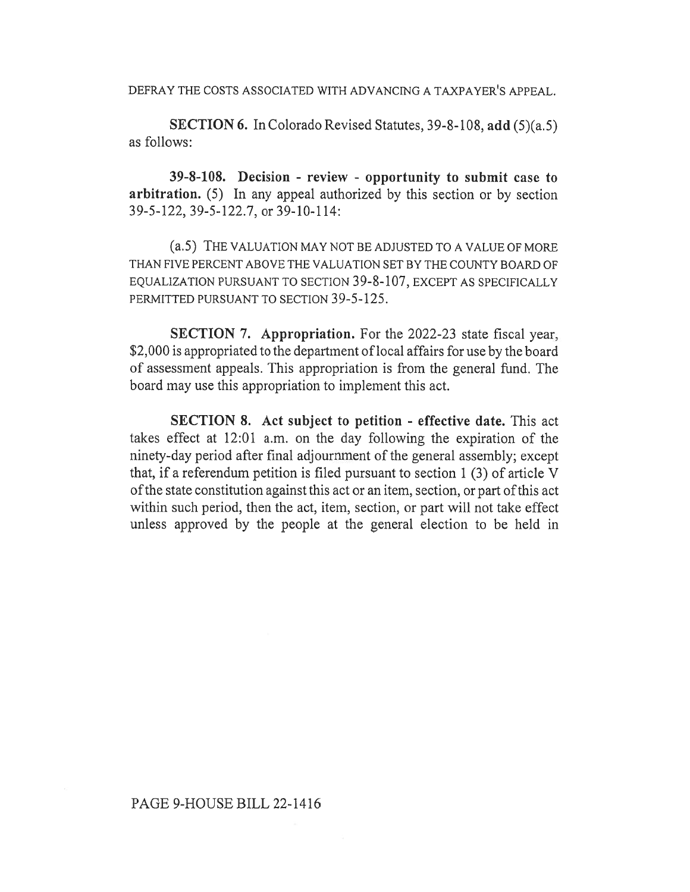DEFRAY THE COSTS ASSOCIATED WITH ADVANCING A TAXPAYER'S APPEAL.

**SECTION 6.** In Colorado Revised Statutes, 39-8-108, **add** (5)(a.5) as follows:

**39-8-108. Decision - review - opportunity to submit case to arbitration.** (5) In any appeal authorized by this section or by section 39-5-122, 39-5-122.7, or 39-10-114:

(a.5) THE VALUATION MAY NOT BE ADJUSTED TO A VALUE OF MORE THAN FIVE PERCENT ABOVE THE VALUATION SET BY THE COUNTY BOARD OF EQUALIZATION PURSUANT TO SECTION 39-8-107, EXCEPT AS SPECIFICALLY PERMITTED PURSUANT TO SECTION 39-5-125.

**SECTION 7. Appropriation.** For the 2022-23 state fiscal year, $2,000 is appropriated to the department of local affairs for use by the board of assessment appeals. This appropriation is from the general fund. The board may use this appropriation to implement this act.

**SECTION 8. Act subject to petition - effective date.** This act takes effect at 12:01 a.m. on the day following the expiration of the ninety-day period after final adjournment of the general assembly; except that, if a referendum petition is filed pursuant to section 1 (3) of article V of the state constitution against this act or an item, section, or part of this act within such period, then the act, item, section, or part will not take effect unless approved by the people at the general election to be held in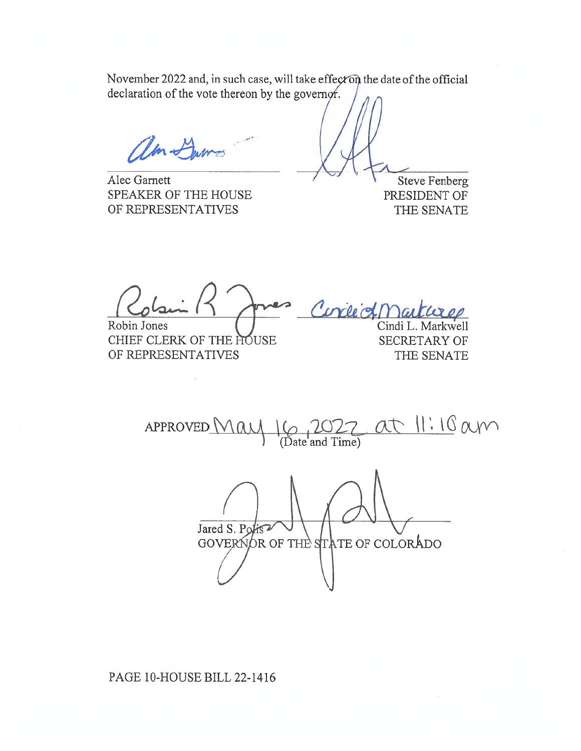November 2022 and, in such case, will take effect on the date of the official declaration of the vote thereon by the governor.

Alec Garnett
SPEAKER OF THE HOUSE
OF REPRESENTATIVES

Steve Fenberg
PRESIDENT OF
THE SENATE

Robin Jones
CHIEF CLERK OF THE HOUSE
OF REPRESENTATIVES

Cindi L. Markwell
SECRETARY OF
THE SENATE

APPROVED May 16, 2022 at 11:18 am
(Date and Time)

Jared S. Polis
GOVERNOR OF THE STATE OF COLORADO

PAGE 10-HOUSE BILL 22-1416